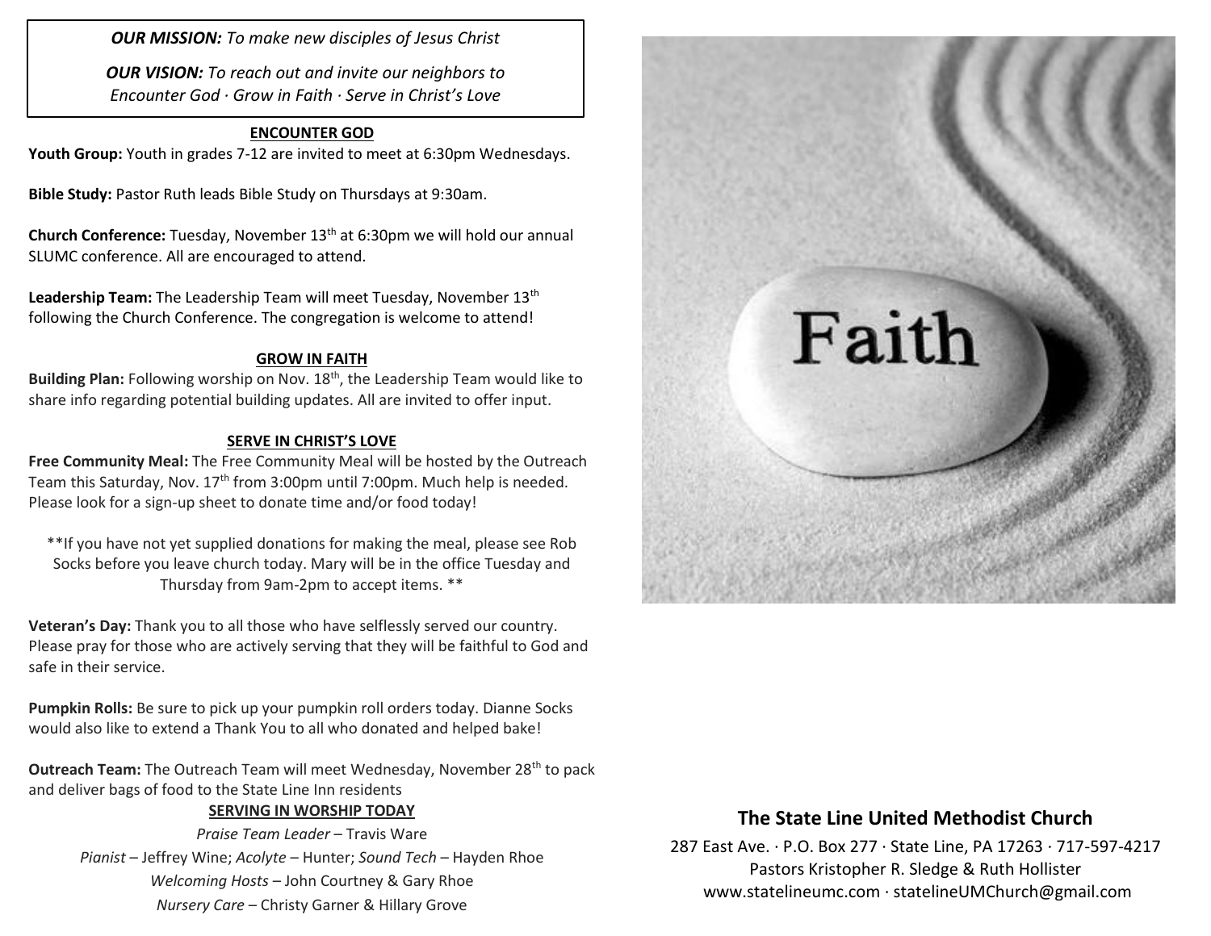*OUR MISSION: To make new disciples of Jesus Christ*

*OUR VISION: To reach out and invite our neighbors to Encounter God · Grow in Faith · Serve in Christ's Love*

## ENCOUNTER GOD

**Youth Group:** Youth in grades 7-12 are invited to meet at 6:30pm Wednesdays.

**Bible Study:** Pastor Ruth leads Bible Study on Thursdays at 9:30am.

**Church Conference:** Tuesday, November 13th at 6:30pm we will hold our annual SLUMC conference. All are encouraged to attend.

**Leadership Team:** The Leadership Team will meet Tuesday, November 13th following the Church Conference. The congregation is welcome to attend!

## GROW IN FAITH

**Building Plan:** Following worship on Nov. 18th, the Leadership Team would like to share info regarding potential building updates. All are invited to offer input.

## SERVE IN CHRIST'S LOVE

**Free Community Meal:** The Free Community Meal will be hosted by the Outreach Team this Saturday, Nov. 17th from 3:00pm until 7:00pm. Much help is needed. Please look for a sign-up sheet to donate time and/or food today!

**If you have not yet supplied donations for making the meal, please see Rob Socks before you leave church today. Mary will be in the office Tuesday and Thursday from 9am-2pm to accept items. **

**Veteran's Day:** Thank you to all those who have selflessly served our country. Please pray for those who are actively serving that they will be faithful to God and safe in their service.

**Pumpkin Rolls:** Be sure to pick up your pumpkin roll orders today. Dianne Socks would also like to extend a Thank You to all who donated and helped bake!

**Outreach Team:** The Outreach Team will meet Wednesday, November 28th to pack and deliver bags of food to the State Line Inn residents

## SERVING IN WORSHIP TODAY

*Praise Team Leader* – Travis Ware

*Pianist* – Jeffrey Wine; *Acolyte* – Hunter; *Sound Tech* – Hayden Rhoe

*Welcoming Hosts* – John Courtney & Gary Rhoe

*Nursery Care* – Christy Garner & Hillary Grove

## The State Line United Methodist Church

287 East Ave. · P.O. Box 277 · State Line, PA 17263 · 717-597-4217

Pastors Kristopher R. Sledge & Ruth Hollister

www.statelineumc.com · statelineUMChurch@gmail.com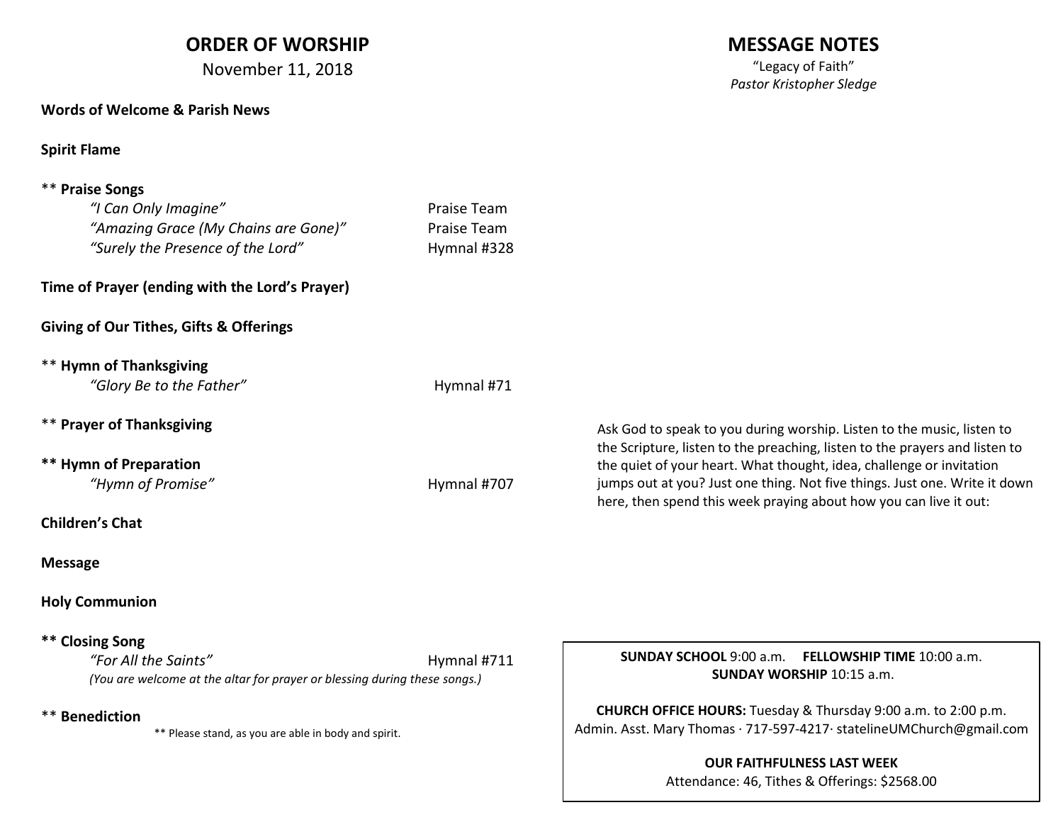## ORDER OF WORSHIP

November 11, 2018

**Words of Welcome & Parish News**

**Spirit Flame**

** **Praise Songs**

*"I Can Only Imagine"* Praise Team
*"Amazing Grace (My Chains are Gone)"* Praise Team
*"Surely the Presence of the Lord"* Hymnal #328

**Time of Prayer (ending with the Lord's Prayer)**

**Giving of Our Tithes, Gifts & Offerings**

** **Hymn of Thanksgiving**

*"Glory Be to the Father"* Hymnal #71

** **Prayer of Thanksgiving**

**** Hymn of Preparation**

*"Hymn of Promise"* Hymnal #707

**Children's Chat**

**Message**

**Holy Communion**

**** Closing Song**

*"For All the Saints"* Hymnal #711

*(You are welcome at the altar for prayer or blessing during these songs.)*

** **Benediction**

** Please stand, as you are able in body and spirit.

## MESSAGE NOTES

"Legacy of Faith"
*Pastor Kristopher Sledge*

Ask God to speak to you during worship. Listen to the music, listen to the Scripture, listen to the preaching, listen to the prayers and listen to the quiet of your heart. What thought, idea, challenge or invitation jumps out at you? Just one thing. Not five things. Just one. Write it down here, then spend this week praying about how you can live it out:

**SUNDAY SCHOOL** 9:00 a.m. **FELLOWSHIP TIME** 10:00 a.m.
**SUNDAY WORSHIP** 10:15 a.m.

**CHURCH OFFICE HOURS:** Tuesday & Thursday 9:00 a.m. to 2:00 p.m.
Admin. Asst. Mary Thomas · 717-597-4217· statelineUMChurch@gmail.com

**OUR FAITHFULNESS LAST WEEK**
Attendance: 46, Tithes & Offerings: $2568.00